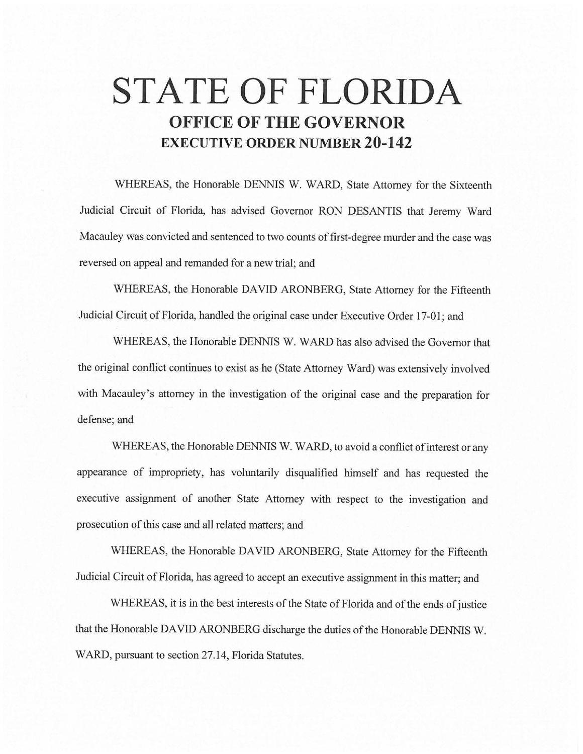# STATE OF FLORIDA

## OFFICE OF THE GOVERNOR

## EXECUTIVE ORDER NUMBER 20-142

WHEREAS, the Honorable DENNIS W. WARD, State Attorney for the Sixteenth Judicial Circuit of Florida, has advised Governor RON DESANTIS that Jeremy Ward Macauley was convicted and sentenced to two counts of first-degree murder and the case was reversed on appeal and remanded for a new trial; and

WHEREAS, the Honorable DAVID ARONBERG, State Attorney for the Fifteenth Judicial Circuit of Florida, handled the original case under Executive Order 17-01; and

WHEREAS, the Honorable DENNIS W. WARD has also advised the Governor that the original conflict continues to exist as he (State Attorney Ward) was extensively involved with Macauley's attorney in the investigation of the original case and the preparation for defense; and

WHEREAS, the Honorable DENNIS W. WARD, to avoid a conflict of interest or any appearance of impropriety, has voluntarily disqualified himself and has requested the executive assignment of another State Attorney with respect to the investigation and prosecution of this case and all related matters; and

WHEREAS, the Honorable DAVID ARONBERG, State Attorney for the Fifteenth Judicial Circuit of Florida, has agreed to accept an executive assignment in this matter; and

WHEREAS, it is in the best interests of the State of Florida and of the ends of justice that the Honorable DAVID ARONBERG discharge the duties of the Honorable DENNIS W. WARD, pursuant to section 27.14, Florida Statutes.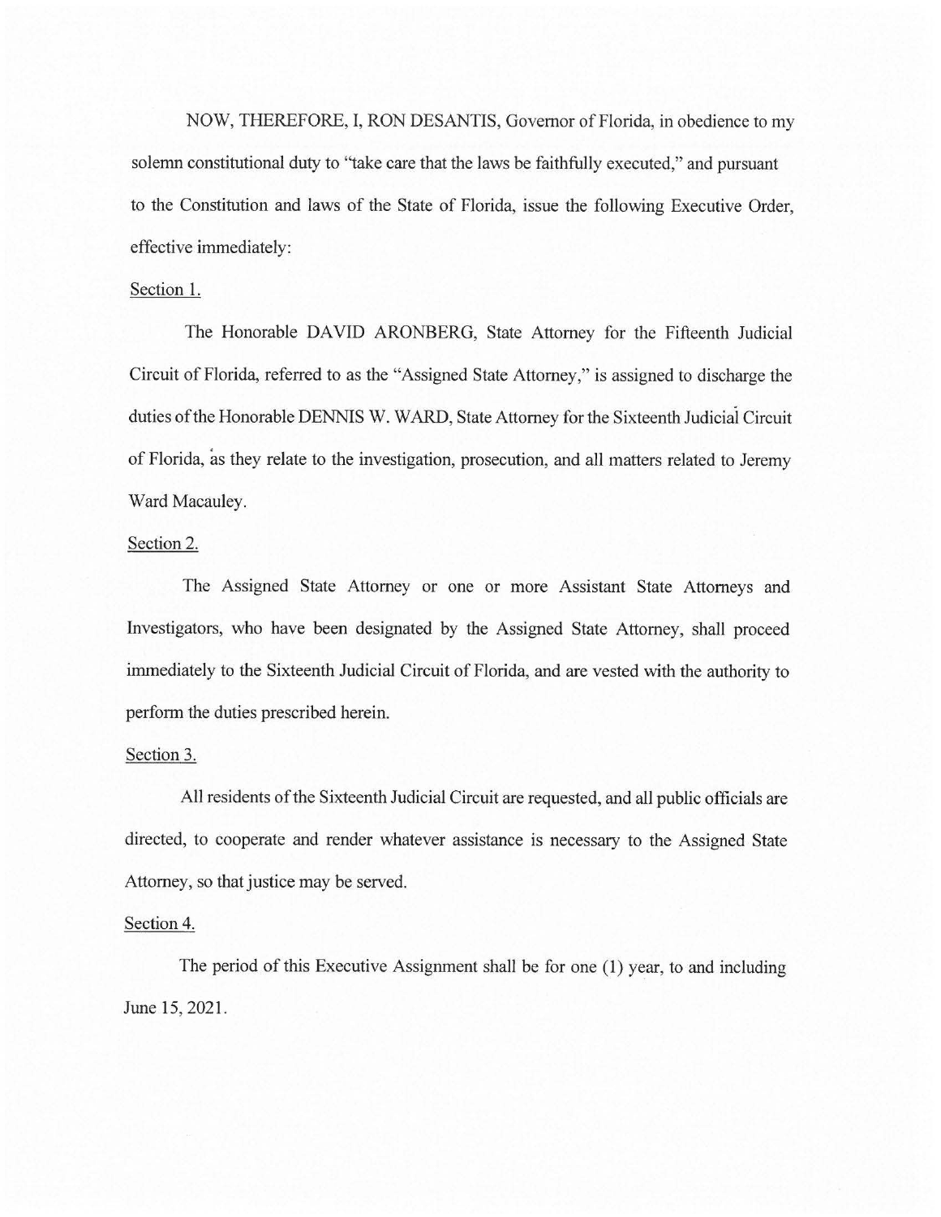NOW, THEREFORE, I, RON DESANTIS, Governor of Florida, in obedience to my solemn constitutional duty to "take care that the laws be faithfully executed," and pursuant to the Constitution and laws of the State of Florida, issue the following Executive Order, effective immediately:

Section 1.

The Honorable DAVID ARONBERG, State Attorney for the Fifteenth Judicial Circuit of Florida, referred to as the "Assigned State Attorney," is assigned to discharge the duties of the Honorable DENNIS W. WARD, State Attorney for the Sixteenth Judicial Circuit of Florida, as they relate to the investigation, prosecution, and all matters related to Jeremy Ward Macauley.

Section 2.

The Assigned State Attorney or one or more Assistant State Attorneys and Investigators, who have been designated by the Assigned State Attorney, shall proceed immediately to the Sixteenth Judicial Circuit of Florida, and are vested with the authority to perform the duties prescribed herein.

Section 3.

All residents of the Sixteenth Judicial Circuit are requested, and all public officials are directed, to cooperate and render whatever assistance is necessary to the Assigned State Attorney, so that justice may be served.

Section 4.

The period of this Executive Assignment shall be for one (1) year, to and including June 15, 2021.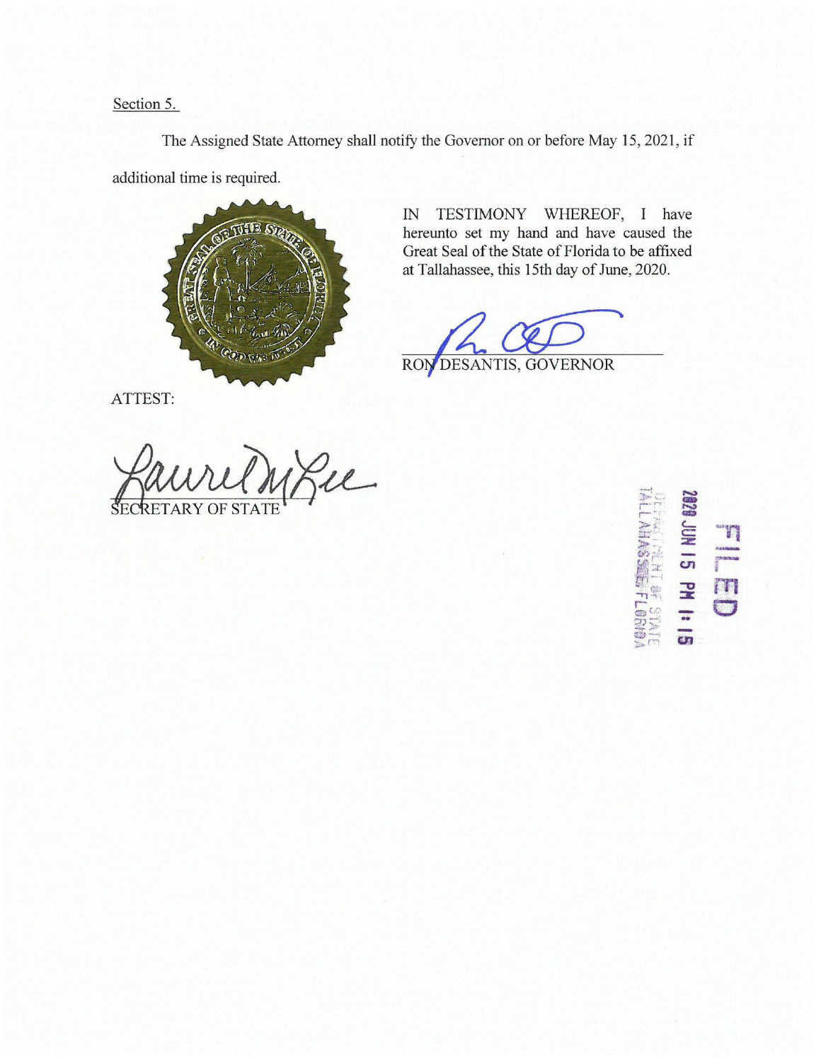Section 5.

The Assigned State Attorney shall notify the Governor on or before May 15, 2021, if additional time is required.

IN TESTIMONY WHEREOF, I have hereunto set my hand and have caused the Great Seal of the State of Florida to be affixed at Tallahassee, this 15th day of June, 2020.

RON DESANTIS, GOVERNOR

ATTEST:

SECRETARY OF STATE

FILED

2020 JUN 15 PM 1:15

DEPARTMENT OF STATE
TALLAHASSEE FLORIDA